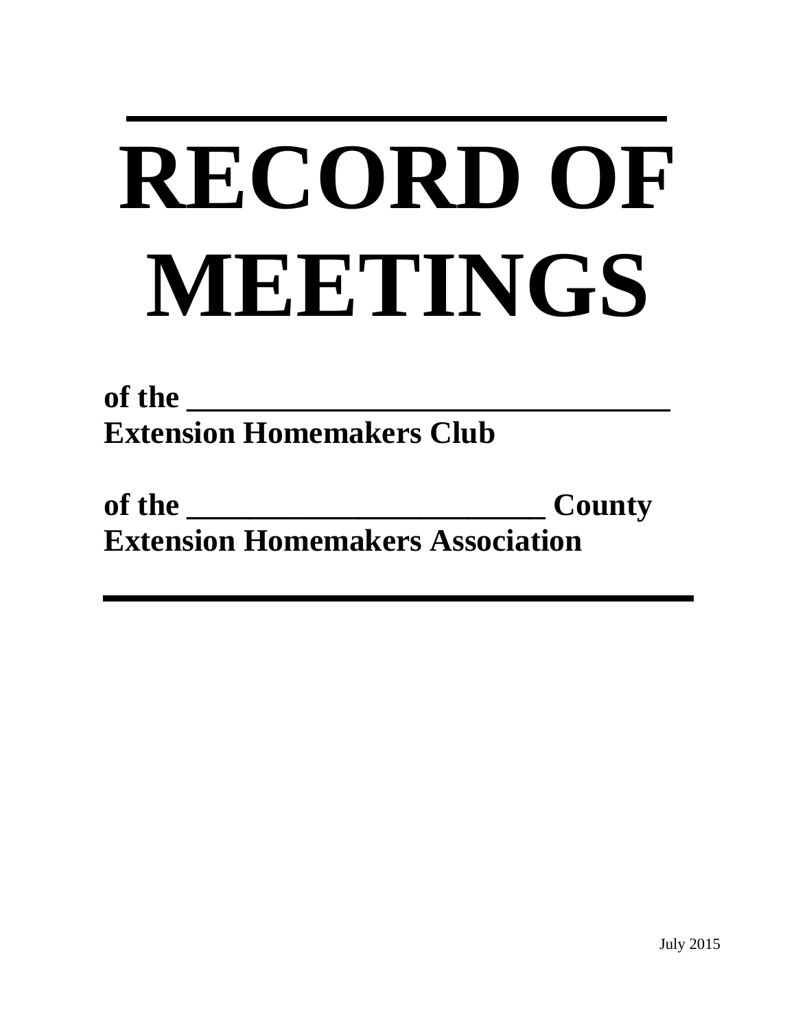# RECORD OF MEETINGS

**of the ________________________________ Extension Homemakers Club**

**of the ________________________ County Extension Homemakers Association**

July 2015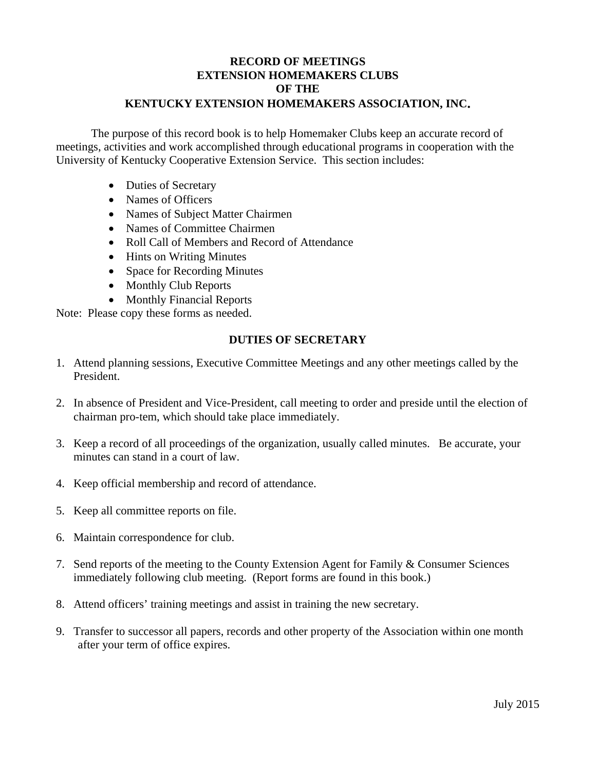# RECORD OF MEETINGS
# EXTENSION HOMEMAKERS CLUBS
# OF THE
# KENTUCKY EXTENSION HOMEMAKERS ASSOCIATION, INC.

The purpose of this record book is to help Homemaker Clubs keep an accurate record of meetings, activities and work accomplished through educational programs in cooperation with the University of Kentucky Cooperative Extension Service. This section includes:

- Duties of Secretary
- Names of Officers
- Names of Subject Matter Chairmen
- Names of Committee Chairmen
- Roll Call of Members and Record of Attendance
- Hints on Writing Minutes
- Space for Recording Minutes
- Monthly Club Reports
- Monthly Financial Reports

Note: Please copy these forms as needed.

## DUTIES OF SECRETARY

1. Attend planning sessions, Executive Committee Meetings and any other meetings called by the President.

2. In absence of President and Vice-President, call meeting to order and preside until the election of chairman pro-tem, which should take place immediately.

3. Keep a record of all proceedings of the organization, usually called minutes. Be accurate, your minutes can stand in a court of law.

4. Keep official membership and record of attendance.

5. Keep all committee reports on file.

6. Maintain correspondence for club.

7. Send reports of the meeting to the County Extension Agent for Family & Consumer Sciences immediately following club meeting. (Report forms are found in this book.)

8. Attend officers' training meetings and assist in training the new secretary.

9. Transfer to successor all papers, records and other property of the Association within one month after your term of office expires.

July 2015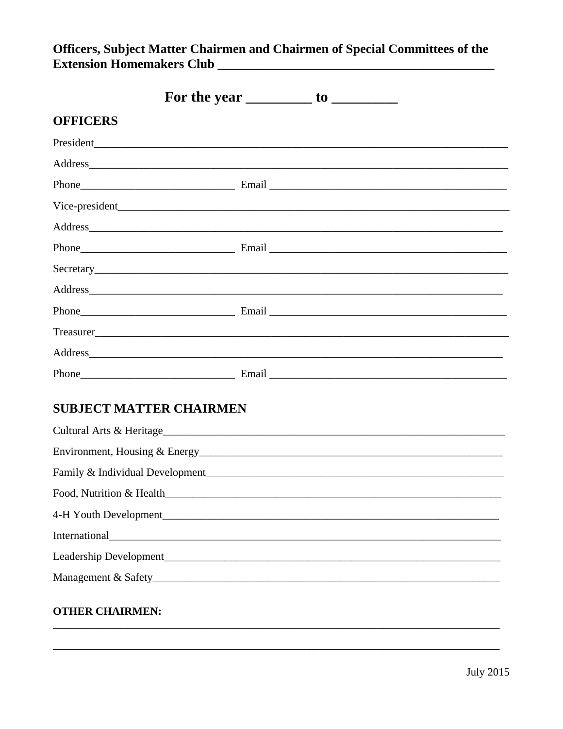**Officers, Subject Matter Chairmen and Chairmen of Special Committees of the Extension Homemakers Club ________________________________________**

## For the year _________ to _________

## OFFICERS

President_____________________________________________________________________________

Address______________________________________________________________________________

Phone____________________________ Email ____________________________________________

Vice-president_________________________________________________________________________

Address______________________________________________________________________________

Phone____________________________ Email ____________________________________________

Secretary_____________________________________________________________________________

Address______________________________________________________________________________

Phone____________________________ Email ____________________________________________

Treasurer_____________________________________________________________________________

Address______________________________________________________________________________

Phone____________________________ Email ____________________________________________

## SUBJECT MATTER CHAIRMEN

Cultural Arts & Heritage________________________________________________________________

Environment, Housing & Energy___________________________________________________________

Family & Individual Development_________________________________________________________

Food, Nutrition & Health________________________________________________________________

4-H Youth Development_________________________________________________________________

International_________________________________________________________________________

Leadership Development________________________________________________________________

Management & Safety__________________________________________________________________

**OTHER CHAIRMEN:**

______________________________________________________________________________________

______________________________________________________________________________________

July 2015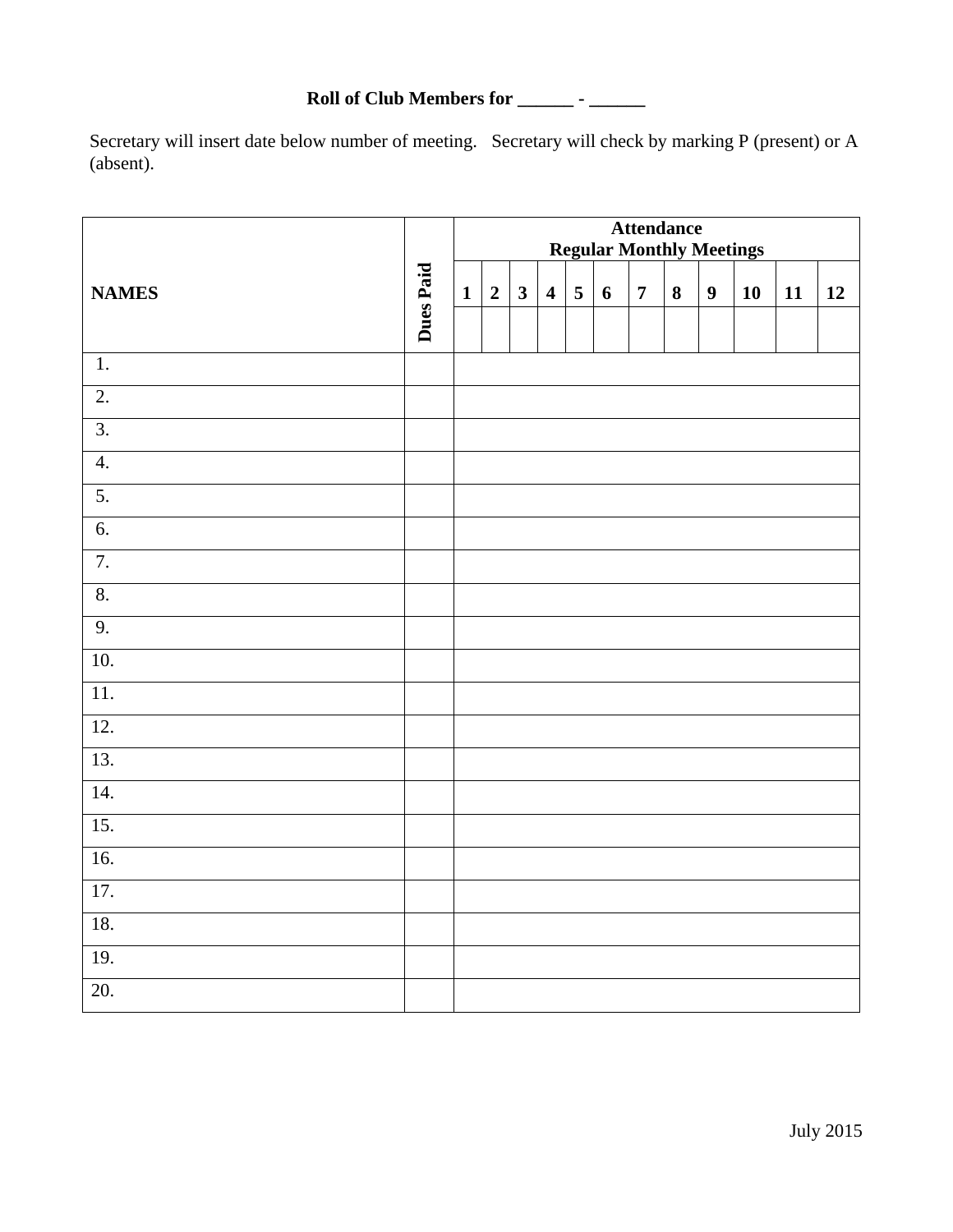**Roll of Club Members for ______ - ______**

Secretary will insert date below number of meeting. Secretary will check by marking P (present) or A (absent).

| NAMES | Dues Paid | Attendance Regular Monthly Meetings | | | | | | | | | | | |
|---|---|---|---|---|---|---|---|---|---|---|---|---|---|
| | | 1 | 2 | 3 | 4 | 5 | 6 | 7 | 8 | 9 | 10 | 11 | 12 |
| | | | | | | | | | | | | | |
| 1. | | | | | | | | | | | | | |
| 2. | | | | | | | | | | | | | |
| 3. | | | | | | | | | | | | | |
| 4. | | | | | | | | | | | | | |
| 5. | | | | | | | | | | | | | |
| 6. | | | | | | | | | | | | | |
| 7. | | | | | | | | | | | | | |
| 8. | | | | | | | | | | | | | |
| 9. | | | | | | | | | | | | | |
| 10. | | | | | | | | | | | | | |
| 11. | | | | | | | | | | | | | |
| 12. | | | | | | | | | | | | | |
| 13. | | | | | | | | | | | | | |
| 14. | | | | | | | | | | | | | |
| 15. | | | | | | | | | | | | | |
| 16. | | | | | | | | | | | | | |
| 17. | | | | | | | | | | | | | |
| 18. | | | | | | | | | | | | | |
| 19. | | | | | | | | | | | | | |
| 20. | | | | | | | | | | | | | |

July 2015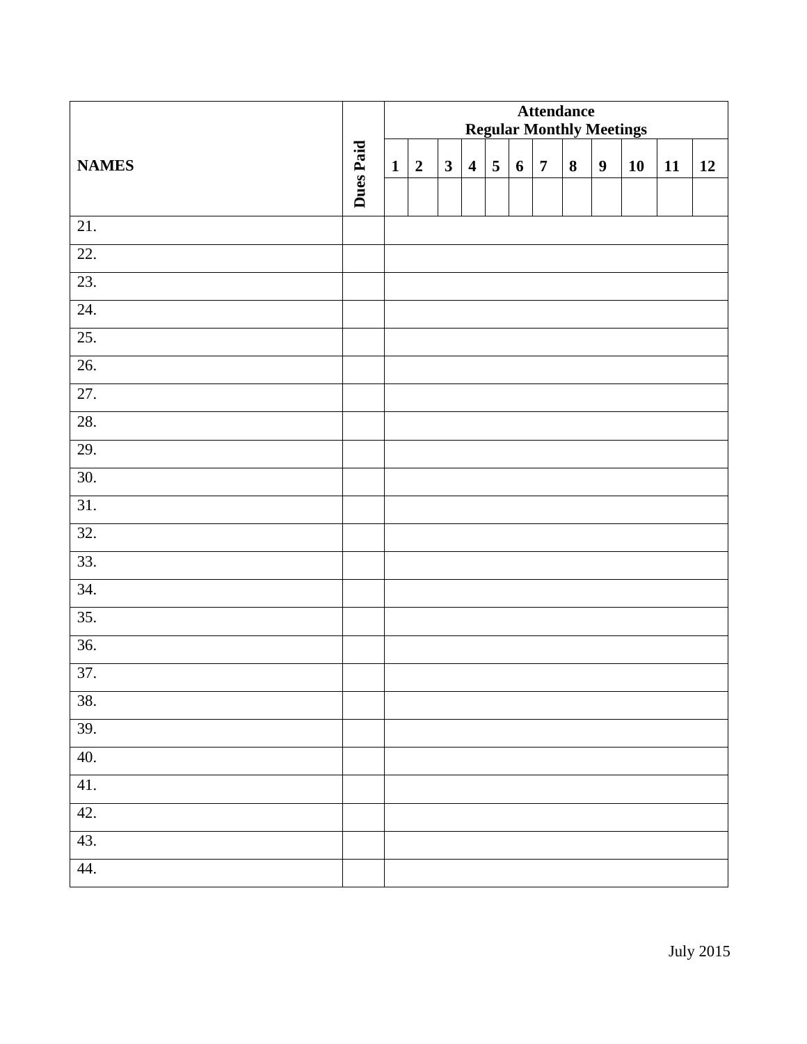| NAMES | Dues Paid | Attendance Regular Monthly Meetings | | | | | | | | | | | |
|---|---|---|---|---|---|---|---|---|---|---|---|---|---|
| | | 1 | 2 | 3 | 4 | 5 | 6 | 7 | 8 | 9 | 10 | 11 | 12 |
| 21. | | | | | | | | | | | | | |
| 22. | | | | | | | | | | | | | |
| 23. | | | | | | | | | | | | | |
| 24. | | | | | | | | | | | | | |
| 25. | | | | | | | | | | | | | |
| 26. | | | | | | | | | | | | | |
| 27. | | | | | | | | | | | | | |
| 28. | | | | | | | | | | | | | |
| 29. | | | | | | | | | | | | | |
| 30. | | | | | | | | | | | | | |
| 31. | | | | | | | | | | | | | |
| 32. | | | | | | | | | | | | | |
| 33. | | | | | | | | | | | | | |
| 34. | | | | | | | | | | | | | |
| 35. | | | | | | | | | | | | | |
| 36. | | | | | | | | | | | | | |
| 37. | | | | | | | | | | | | | |
| 38. | | | | | | | | | | | | | |
| 39. | | | | | | | | | | | | | |
| 40. | | | | | | | | | | | | | |
| 41. | | | | | | | | | | | | | |
| 42. | | | | | | | | | | | | | |
| 43. | | | | | | | | | | | | | |
| 44. | | | | | | | | | | | | | |

July 2015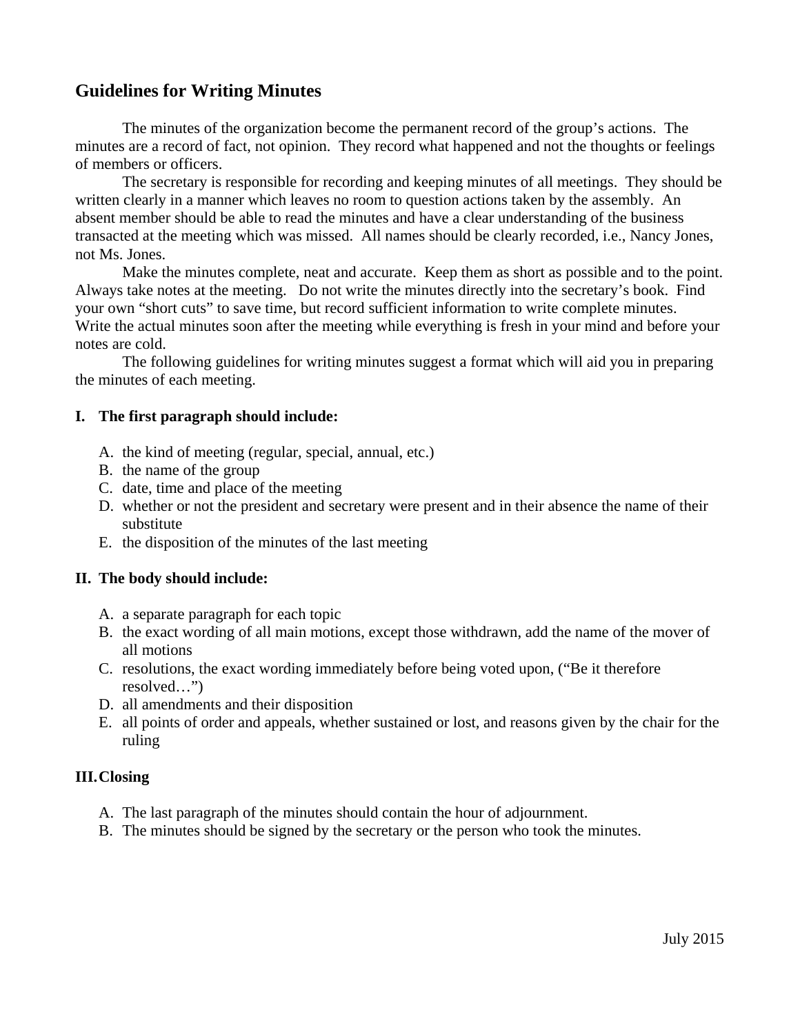## Guidelines for Writing Minutes

The minutes of the organization become the permanent record of the group's actions. The minutes are a record of fact, not opinion. They record what happened and not the thoughts or feelings of members or officers.

The secretary is responsible for recording and keeping minutes of all meetings. They should be written clearly in a manner which leaves no room to question actions taken by the assembly. An absent member should be able to read the minutes and have a clear understanding of the business transacted at the meeting which was missed. All names should be clearly recorded, i.e., Nancy Jones, not Ms. Jones.

Make the minutes complete, neat and accurate. Keep them as short as possible and to the point. Always take notes at the meeting. Do not write the minutes directly into the secretary's book. Find your own "short cuts" to save time, but record sufficient information to write complete minutes. Write the actual minutes soon after the meeting while everything is fresh in your mind and before your notes are cold.

The following guidelines for writing minutes suggest a format which will aid you in preparing the minutes of each meeting.

**I. The first paragraph should include:**

A. the kind of meeting (regular, special, annual, etc.)
B. the name of the group
C. date, time and place of the meeting
D. whether or not the president and secretary were present and in their absence the name of their substitute
E. the disposition of the minutes of the last meeting

**II. The body should include:**

A. a separate paragraph for each topic
B. the exact wording of all main motions, except those withdrawn, add the name of the mover of all motions
C. resolutions, the exact wording immediately before being voted upon, ("Be it therefore resolved…")
D. all amendments and their disposition
E. all points of order and appeals, whether sustained or lost, and reasons given by the chair for the ruling

**III. Closing**

A. The last paragraph of the minutes should contain the hour of adjournment.
B. The minutes should be signed by the secretary or the person who took the minutes.

July 2015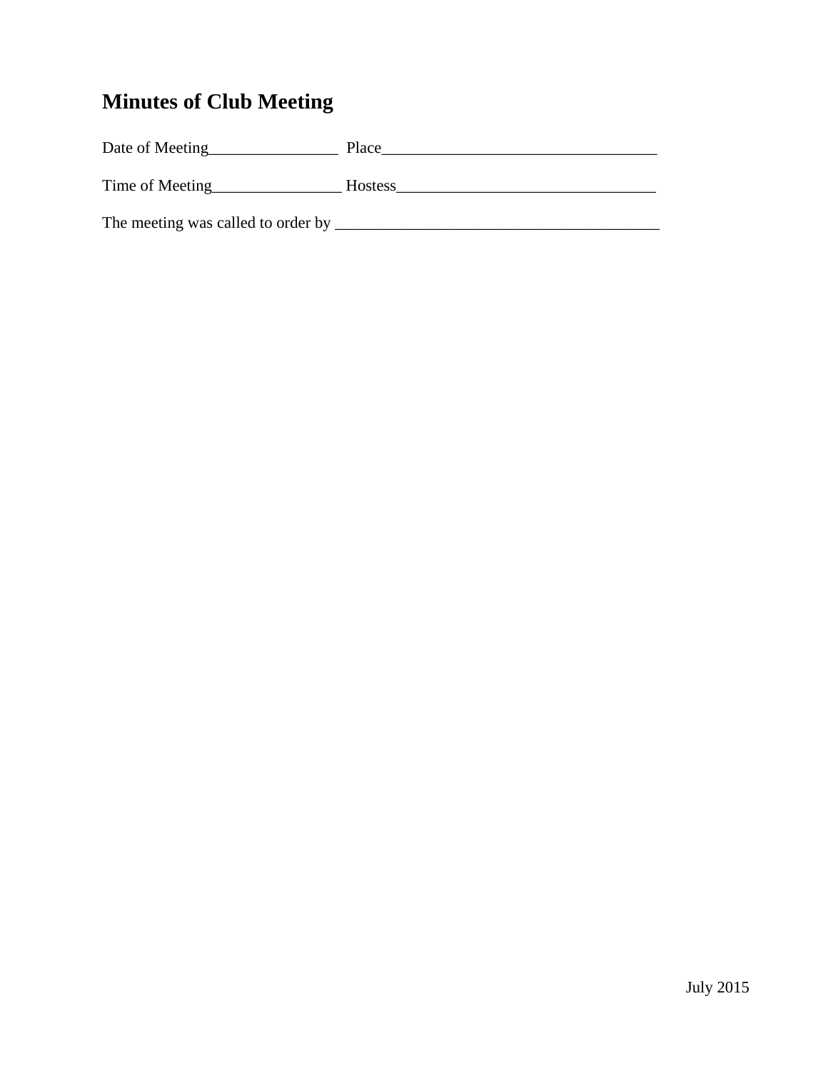# Minutes of Club Meeting

Date of Meeting________________ Place__________________________________

Time of Meeting________________ Hostess________________________________

The meeting was called to order by ________________________________________

July 2015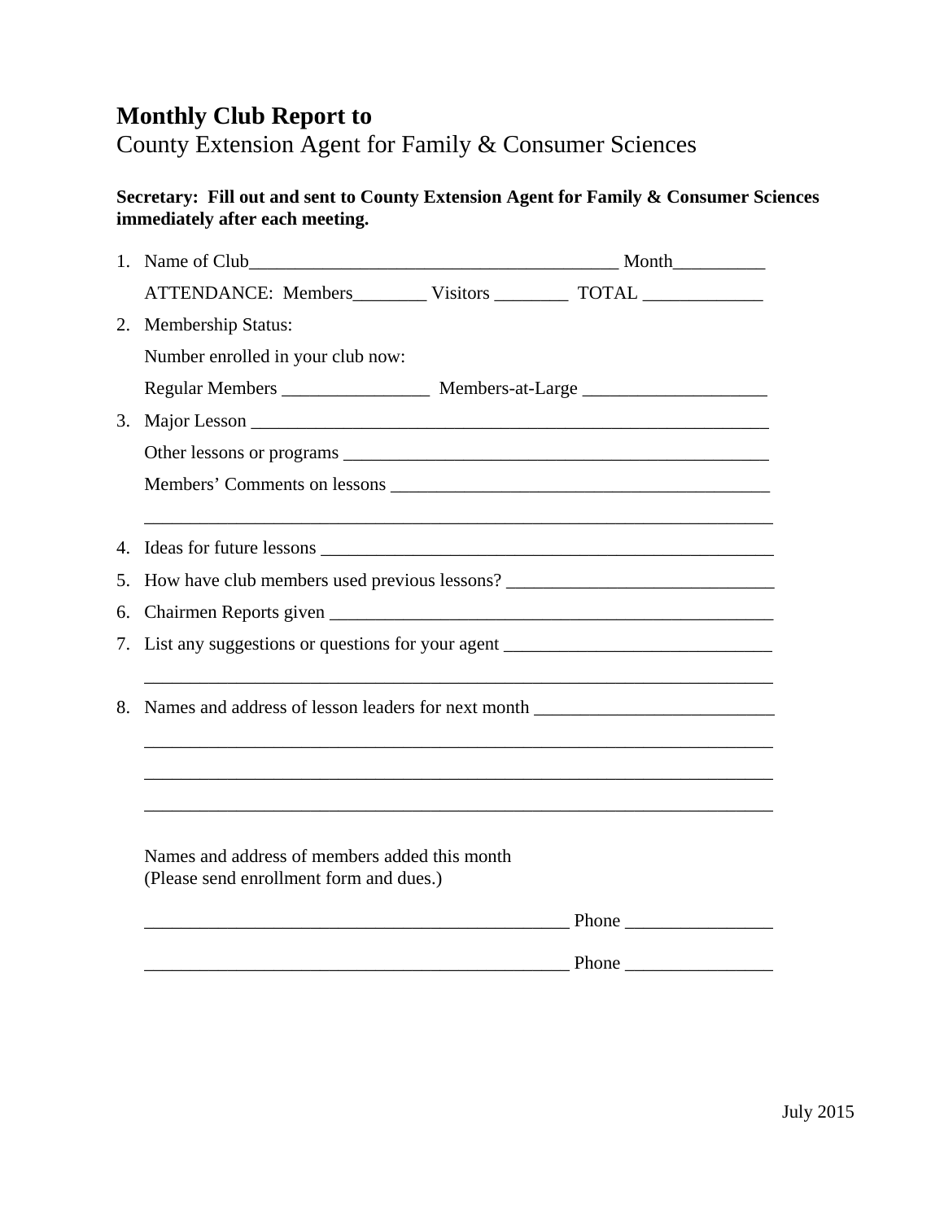# Monthly Club Report to

## County Extension Agent for Family & Consumer Sciences

**Secretary: Fill out and sent to County Extension Agent for Family & Consumer Sciences immediately after each meeting.**

1. Name of Club_________________________________________ Month__________

   ATTENDANCE: Members________ Visitors ________ TOTAL _____________

2. Membership Status:

   Number enrolled in your club now:

   Regular Members ________________ Members-at-Large ____________________

3. Major Lesson ___________________________________________________________

   Other lessons or programs _______________________________________________

   Members' Comments on lessons ___________________________________________

   ________________________________________________________________________

4. Ideas for future lessons _________________________________________________

5. How have club members used previous lessons? _____________________________

6. Chairmen Reports given _________________________________________________

7. List any suggestions or questions for your agent _____________________________

   ________________________________________________________________________

8. Names and address of lesson leaders for next month __________________________

   ________________________________________________________________________

   ________________________________________________________________________

   ________________________________________________________________________

   Names and address of members added this month
   (Please send enrollment form and dues.)

   _______________________________________________ Phone ________________

   _______________________________________________ Phone ________________

July 2015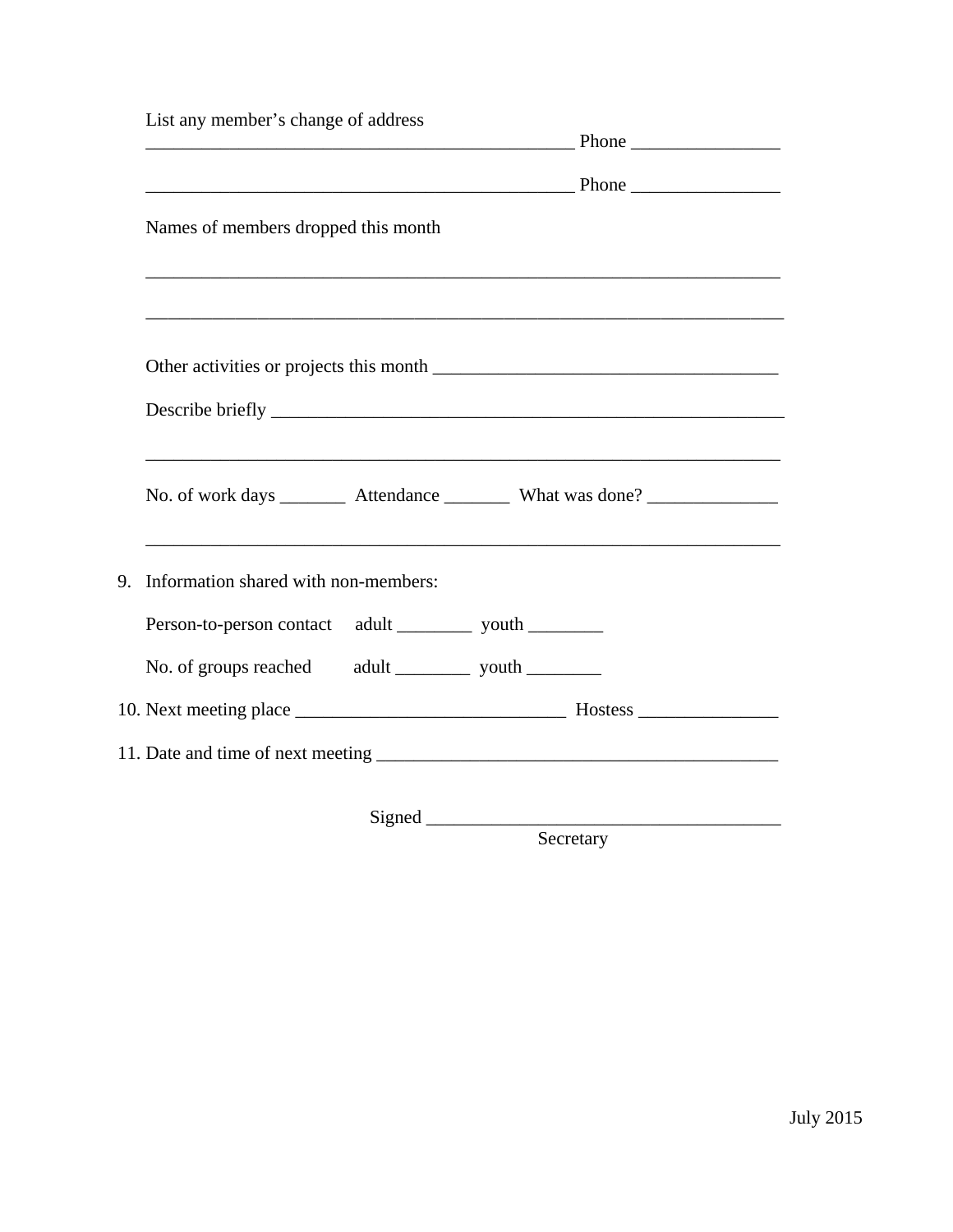List any member's change of address

_______________________________________________ Phone _______________

_______________________________________________ Phone _______________

Names of members dropped this month

______________________________________________________________________

______________________________________________________________________

Other activities or projects this month ____________________________________

Describe briefly ________________________________________________________

______________________________________________________________________

No. of work days _______ Attendance _______ What was done? ______________

______________________________________________________________________

9. Information shared with non-members:

   Person-to-person contact adult ________ youth ________

   No. of groups reached adult ________ youth ________

10. Next meeting place _____________________________ Hostess _______________

11. Date and time of next meeting ___________________________________________

Signed ______________________________________
Secretary

July 2015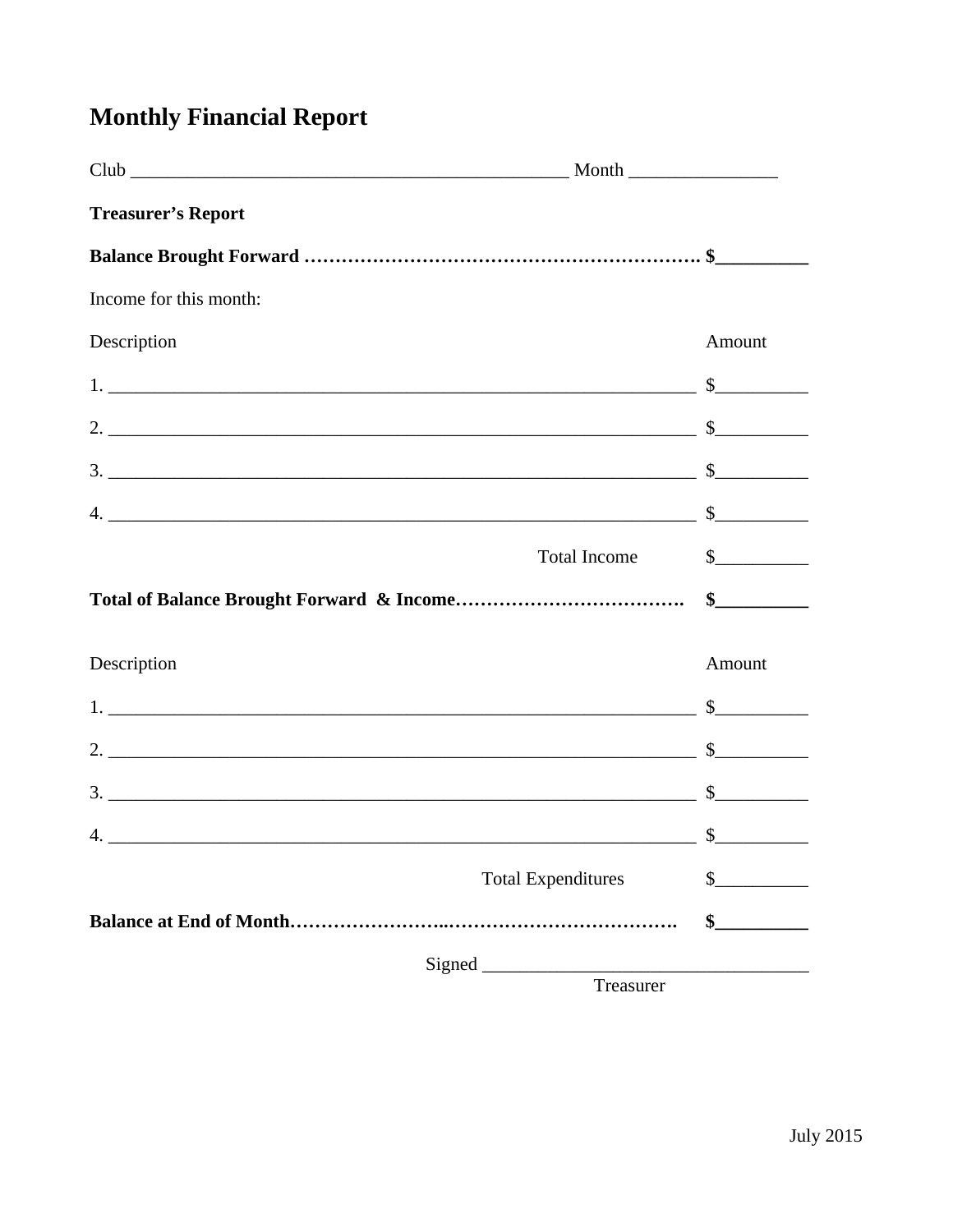# Monthly Financial Report

Club ______________________________________________ Month _______________

**Treasurer's Report**

**Balance Brought Forward ………………………………………………………. $__________**

Income for this month:

| Description | Amount |
|---|---|
| 1. ____________________________________________________________ | $__________ |
| 2. ____________________________________________________________ | $__________ |
| 3. ____________________________________________________________ | $__________ |
| 4. ____________________________________________________________ | $__________ |
| Total Income | $__________ |

**Total of Balance Brought Forward & Income………………………………. $__________**

| Description | Amount |
|---|---|
| 1. ____________________________________________________________ | $__________ |
| 2. ____________________________________________________________ | $__________ |
| 3. ____________________________________________________________ | $__________ |
| 4. ____________________________________________________________ | $__________ |
| Total Expenditures | $__________ |

**Balance at End of Month……………………..………………………………. $__________**

Signed _________________________________
Treasurer

July 2015